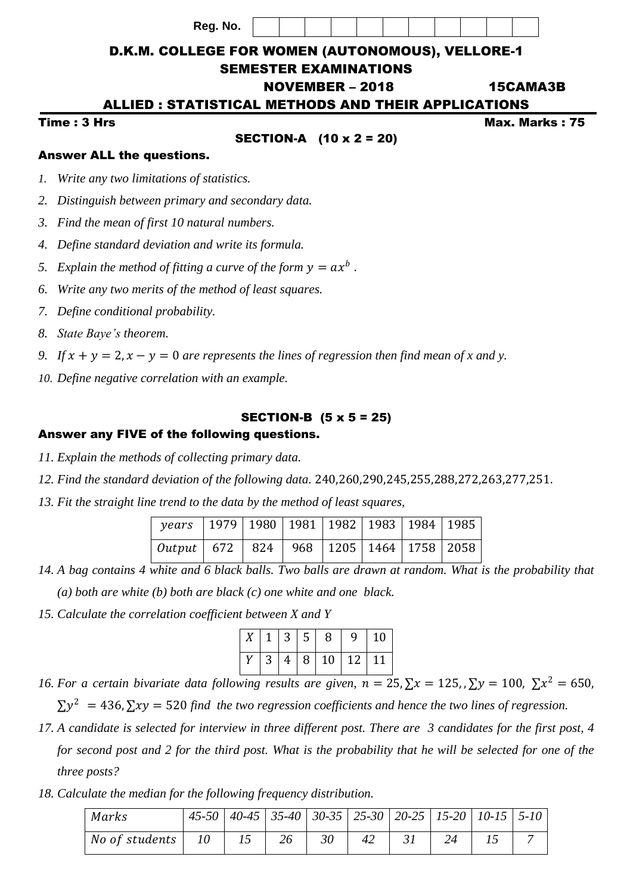Reg. No. | | | | | | | | | | | |

# D.K.M. COLLEGE FOR WOMEN (AUTONOMOUS), VELLORE-1

## SEMESTER EXAMINATIONS

**NOVEMBER – 2018** **15CAMA3B**

## ALLIED : STATISTICAL METHODS AND THEIR APPLICATIONS

**Time : 3 Hrs** **Max. Marks : 75**

### SECTION-A (10 x 2 = 20)

**Answer ALL the questions.**

1. *Write any two limitations of statistics.*
2. *Distinguish between primary and secondary data.*
3. *Find the mean of first 10 natural numbers.*
4. *Define standard deviation and write its formula.*
5. *Explain the method of fitting a curve of the form* $y = ax^b$ .
6. *Write any two merits of the method of least squares.*
7. *Define conditional probability.*
8. *State Baye's theorem.*
9. *If* $x + y = 2, x - y = 0$ *are represents the lines of regression then find mean of x and y.*
10. *Define negative correlation with an example.*

### SECTION-B (5 x 5 = 25)

**Answer any FIVE of the following questions.**

11. *Explain the methods of collecting primary data.*
12. *Find the standard deviation of the following data.* 240,260,290,245,255,288,272,263,277,251.
13. *Fit the straight line trend to the data by the method of least squares,*

| *years* | 1979 | 1980 | 1981 | 1982 | 1983 | 1984 | 1985 |
|---|---|---|---|---|---|---|---|
| *Output* | 672 | 824 | 968 | 1205 | 1464 | 1758 | 2058 |

14. *A bag contains 4 white and 6 black balls. Two balls are drawn at random. What is the probability that (a) both are white (b) both are black (c) one white and one black.*
15. *Calculate the correlation coefficient between X and Y*

| $X$ | 1 | 3 | 5 | 8 | 9 | 10 |
|---|---|---|---|---|---|---|
| $Y$ | 3 | 4 | 8 | 10 | 12 | 11 |

16. *For a certain bivariate data following results are given,* $n = 25, \sum x = 125, , \sum y = 100, \sum x^2 = 650,$ $\sum y^2 = 436, \sum xy = 520$ *find the two regression coefficients and hence the two lines of regression.*
17. *A candidate is selected for interview in three different post. There are 3 candidates for the first post, 4 for second post and 2 for the third post. What is the probability that he will be selected for one of the three posts?*
18. *Calculate the median for the following frequency distribution.*

| *Marks* | *45-50* | *40-45* | *35-40* | *30-35* | *25-30* | *20-25* | *15-20* | *10-15* | *5-10* |
|---|---|---|---|---|---|---|---|---|---|
| *No of students* | *10* | *15* | *26* | *30* | *42* | *31* | *24* | *15* | *7* |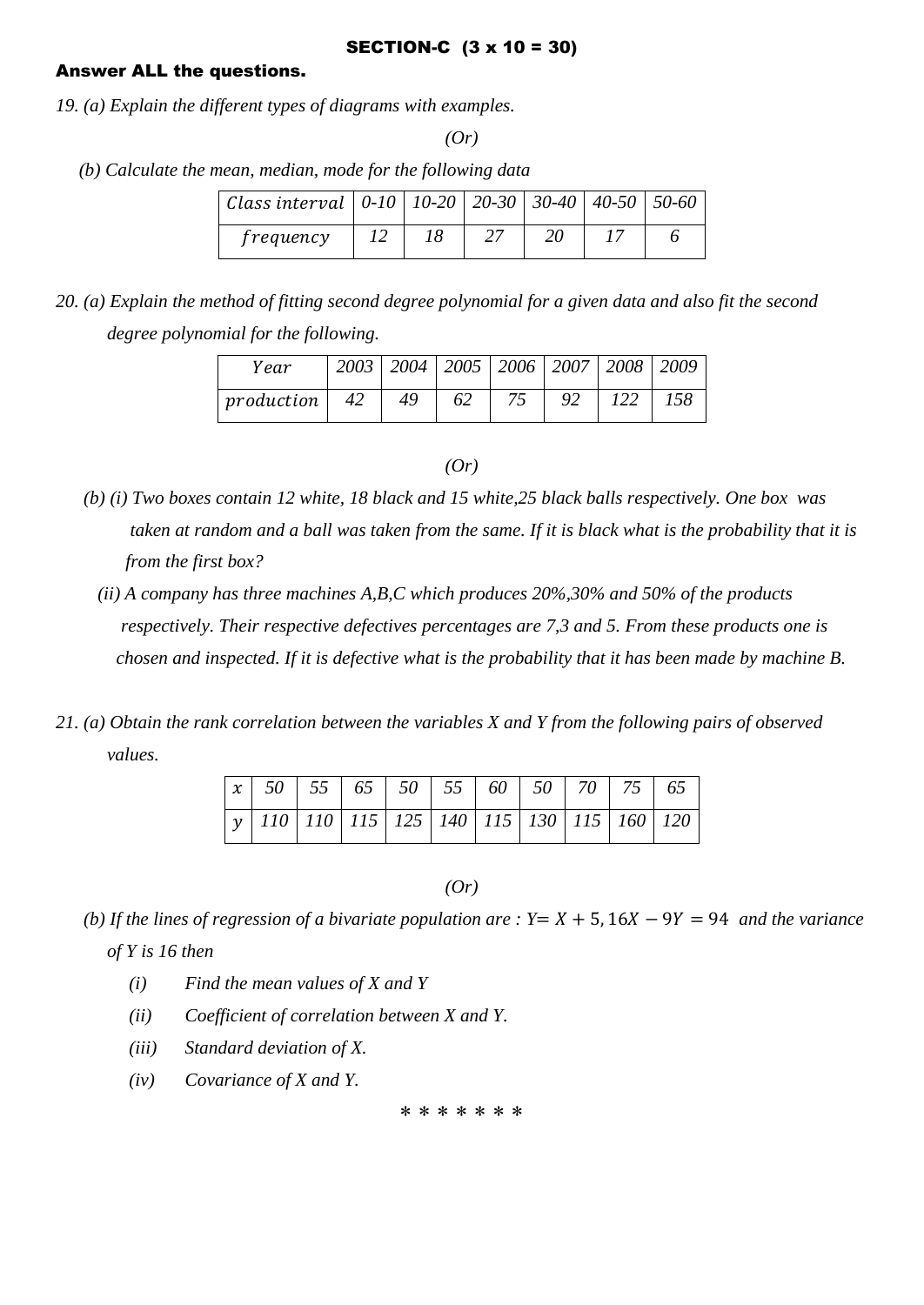## SECTION-C (3 x 10 = 30)

**Answer ALL the questions.**

*19. (a) Explain the different types of diagrams with examples.*

*(Or)*

*(b) Calculate the mean, median, mode for the following data*

| $Class\ interval$ | 0-10 | 10-20 | 20-30 | 30-40 | 40-50 | 50-60 |
|---|---|---|---|---|---|---|
| $frequency$ | 12 | 18 | 27 | 20 | 17 | 6 |

*20. (a) Explain the method of fitting second degree polynomial for a given data and also fit the second degree polynomial for the following.*

| $Year$ | 2003 | 2004 | 2005 | 2006 | 2007 | 2008 | 2009 |
|---|---|---|---|---|---|---|---|
| $production$ | 42 | 49 | 62 | 75 | 92 | 122 | 158 |

*(Or)*

*(b) (i) Two boxes contain 12 white, 18 black and 15 white,25 black balls respectively. One box was taken at random and a ball was taken from the same. If it is black what is the probability that it is from the first box?*

*(ii) A company has three machines A,B,C which produces 20%,30% and 50% of the products respectively. Their respective defectives percentages are 7,3 and 5. From these products one is chosen and inspected. If it is defective what is the probability that it has been made by machine B.*

*21. (a) Obtain the rank correlation between the variables X and Y from the following pairs of observed values.*

| $x$ | 50 | 55 | 65 | 50 | 55 | 60 | 50 | 70 | 75 | 65 |
|---|---|---|---|---|---|---|---|---|---|---|
| $y$ | 110 | 110 | 115 | 125 | 140 | 115 | 130 | 115 | 160 | 120 |

*(Or)*

*(b) If the lines of regression of a bivariate population are : $Y = X + 5, 16X - 9Y = 94$ and the variance of Y is 16 then*

- *(i) Find the mean values of X and Y*
- *(ii) Coefficient of correlation between X and Y.*
- *(iii) Standard deviation of X.*
- *(iv) Covariance of X and Y.*

\* \* \* \* \* \* \*